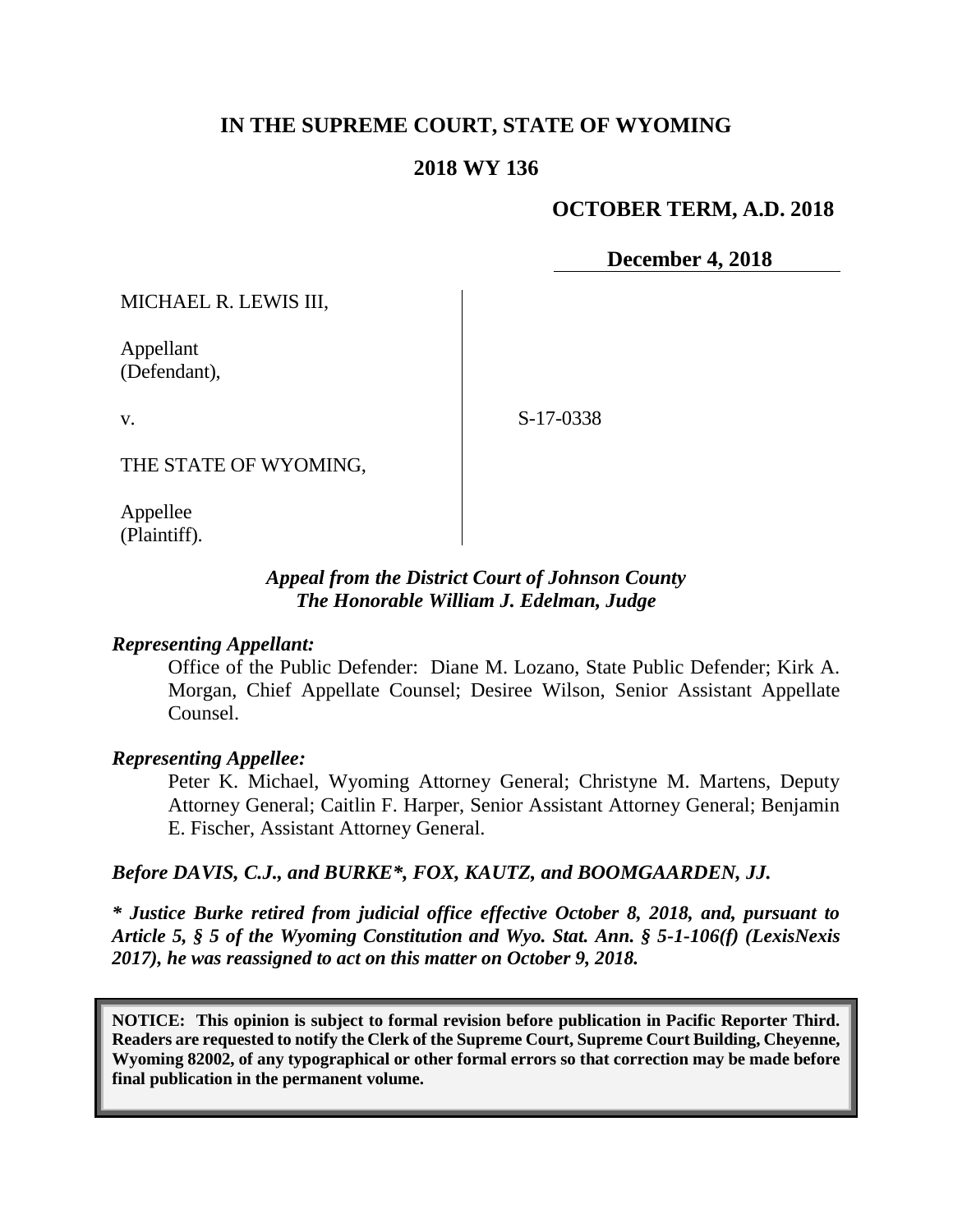# IN THE SUPREME COURT, STATE OF WYOMING

## 2018 WY 136

**OCTOBER TERM, A.D. 2018**

**December 4, 2018**

MICHAEL R. LEWIS III,

Appellant
(Defendant),

v.

S-17-0338

THE STATE OF WYOMING,

Appellee
(Plaintiff).

*Appeal from the District Court of Johnson County*
*The Honorable William J. Edelman, Judge*

***Representing Appellant:***

Office of the Public Defender: Diane M. Lozano, State Public Defender; Kirk A. Morgan, Chief Appellate Counsel; Desiree Wilson, Senior Assistant Appellate Counsel.

***Representing Appellee:***

Peter K. Michael, Wyoming Attorney General; Christyne M. Martens, Deputy Attorney General; Caitlin F. Harper, Senior Assistant Attorney General; Benjamin E. Fischer, Assistant Attorney General.

***Before DAVIS, C.J., and BURKE\*, FOX, KAUTZ, and BOOMGAARDEN, JJ.***

***\* Justice Burke retired from judicial office effective October 8, 2018, and, pursuant to Article 5, § 5 of the Wyoming Constitution and Wyo. Stat. Ann. § 5-1-106(f) (LexisNexis 2017), he was reassigned to act on this matter on October 9, 2018.***

**NOTICE: This opinion is subject to formal revision before publication in Pacific Reporter Third. Readers are requested to notify the Clerk of the Supreme Court, Supreme Court Building, Cheyenne, Wyoming 82002, of any typographical or other formal errors so that correction may be made before final publication in the permanent volume.**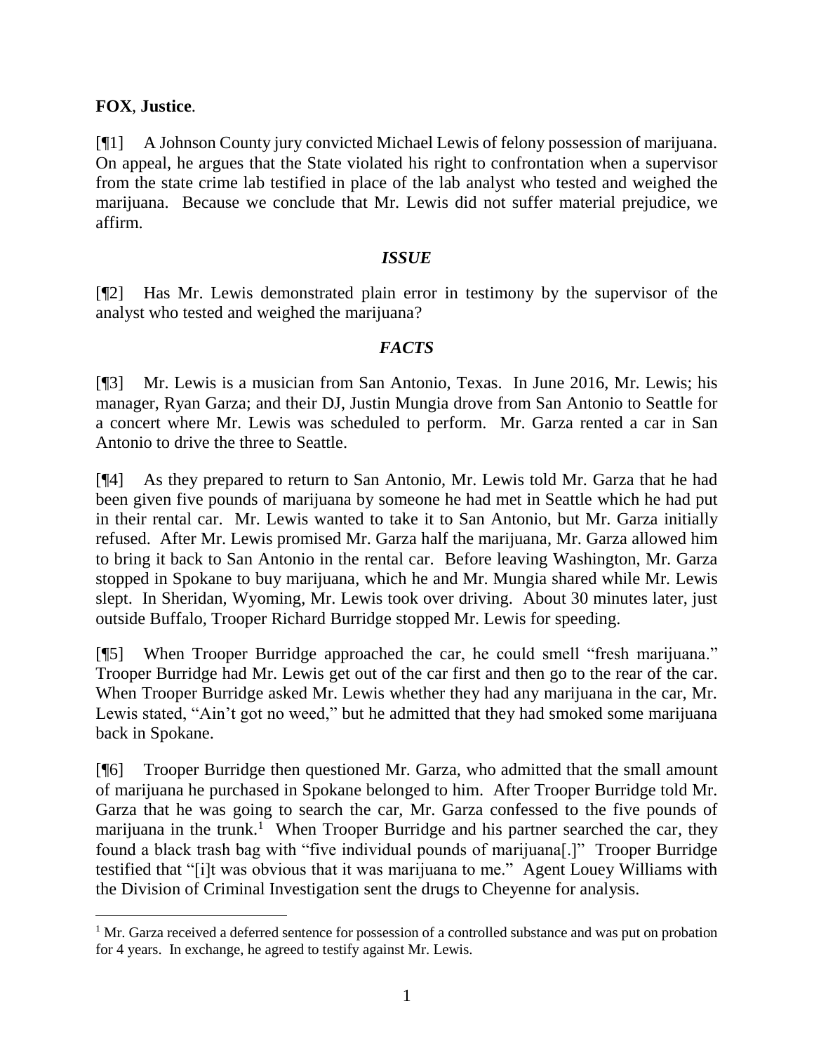**FOX**, **Justice**.

[¶1] A Johnson County jury convicted Michael Lewis of felony possession of marijuana. On appeal, he argues that the State violated his right to confrontation when a supervisor from the state crime lab testified in place of the lab analyst who tested and weighed the marijuana. Because we conclude that Mr. Lewis did not suffer material prejudice, we affirm.

### *ISSUE*

[¶2] Has Mr. Lewis demonstrated plain error in testimony by the supervisor of the analyst who tested and weighed the marijuana?

### *FACTS*

[¶3] Mr. Lewis is a musician from San Antonio, Texas. In June 2016, Mr. Lewis; his manager, Ryan Garza; and their DJ, Justin Mungia drove from San Antonio to Seattle for a concert where Mr. Lewis was scheduled to perform. Mr. Garza rented a car in San Antonio to drive the three to Seattle.

[¶4] As they prepared to return to San Antonio, Mr. Lewis told Mr. Garza that he had been given five pounds of marijuana by someone he had met in Seattle which he had put in their rental car. Mr. Lewis wanted to take it to San Antonio, but Mr. Garza initially refused. After Mr. Lewis promised Mr. Garza half the marijuana, Mr. Garza allowed him to bring it back to San Antonio in the rental car. Before leaving Washington, Mr. Garza stopped in Spokane to buy marijuana, which he and Mr. Mungia shared while Mr. Lewis slept. In Sheridan, Wyoming, Mr. Lewis took over driving. About 30 minutes later, just outside Buffalo, Trooper Richard Burridge stopped Mr. Lewis for speeding.

[¶5] When Trooper Burridge approached the car, he could smell "fresh marijuana." Trooper Burridge had Mr. Lewis get out of the car first and then go to the rear of the car. When Trooper Burridge asked Mr. Lewis whether they had any marijuana in the car, Mr. Lewis stated, "Ain't got no weed," but he admitted that they had smoked some marijuana back in Spokane.

[¶6] Trooper Burridge then questioned Mr. Garza, who admitted that the small amount of marijuana he purchased in Spokane belonged to him. After Trooper Burridge told Mr. Garza that he was going to search the car, Mr. Garza confessed to the five pounds of marijuana in the trunk.[1] When Trooper Burridge and his partner searched the car, they found a black trash bag with "five individual pounds of marijuana[.]" Trooper Burridge testified that "[i]t was obvious that it was marijuana to me." Agent Louey Williams with the Division of Criminal Investigation sent the drugs to Cheyenne for analysis.

---

[1] Mr. Garza received a deferred sentence for possession of a controlled substance and was put on probation for 4 years. In exchange, he agreed to testify against Mr. Lewis.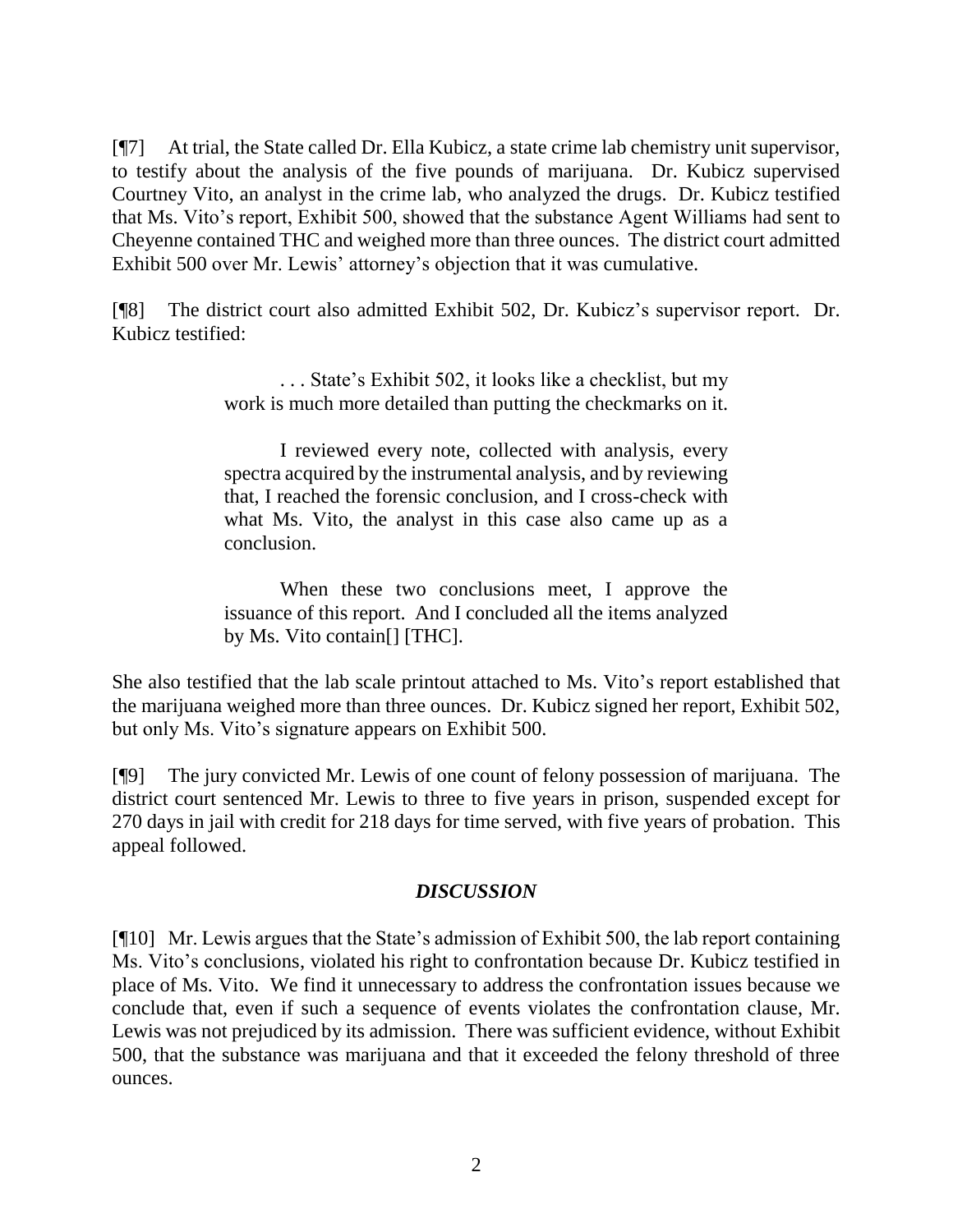[¶7] At trial, the State called Dr. Ella Kubicz, a state crime lab chemistry unit supervisor, to testify about the analysis of the five pounds of marijuana. Dr. Kubicz supervised Courtney Vito, an analyst in the crime lab, who analyzed the drugs. Dr. Kubicz testified that Ms. Vito's report, Exhibit 500, showed that the substance Agent Williams had sent to Cheyenne contained THC and weighed more than three ounces. The district court admitted Exhibit 500 over Mr. Lewis' attorney's objection that it was cumulative.

[¶8] The district court also admitted Exhibit 502, Dr. Kubicz's supervisor report. Dr. Kubicz testified:

> . . . State's Exhibit 502, it looks like a checklist, but my work is much more detailed than putting the checkmarks on it.
>
> I reviewed every note, collected with analysis, every spectra acquired by the instrumental analysis, and by reviewing that, I reached the forensic conclusion, and I cross-check with what Ms. Vito, the analyst in this case also came up as a conclusion.
>
> When these two conclusions meet, I approve the issuance of this report. And I concluded all the items analyzed by Ms. Vito contain[] [THC].

She also testified that the lab scale printout attached to Ms. Vito's report established that the marijuana weighed more than three ounces. Dr. Kubicz signed her report, Exhibit 502, but only Ms. Vito's signature appears on Exhibit 500.

[¶9] The jury convicted Mr. Lewis of one count of felony possession of marijuana. The district court sentenced Mr. Lewis to three to five years in prison, suspended except for 270 days in jail with credit for 218 days for time served, with five years of probation. This appeal followed.

## *DISCUSSION*

[¶10] Mr. Lewis argues that the State's admission of Exhibit 500, the lab report containing Ms. Vito's conclusions, violated his right to confrontation because Dr. Kubicz testified in place of Ms. Vito. We find it unnecessary to address the confrontation issues because we conclude that, even if such a sequence of events violates the confrontation clause, Mr. Lewis was not prejudiced by its admission. There was sufficient evidence, without Exhibit 500, that the substance was marijuana and that it exceeded the felony threshold of three ounces.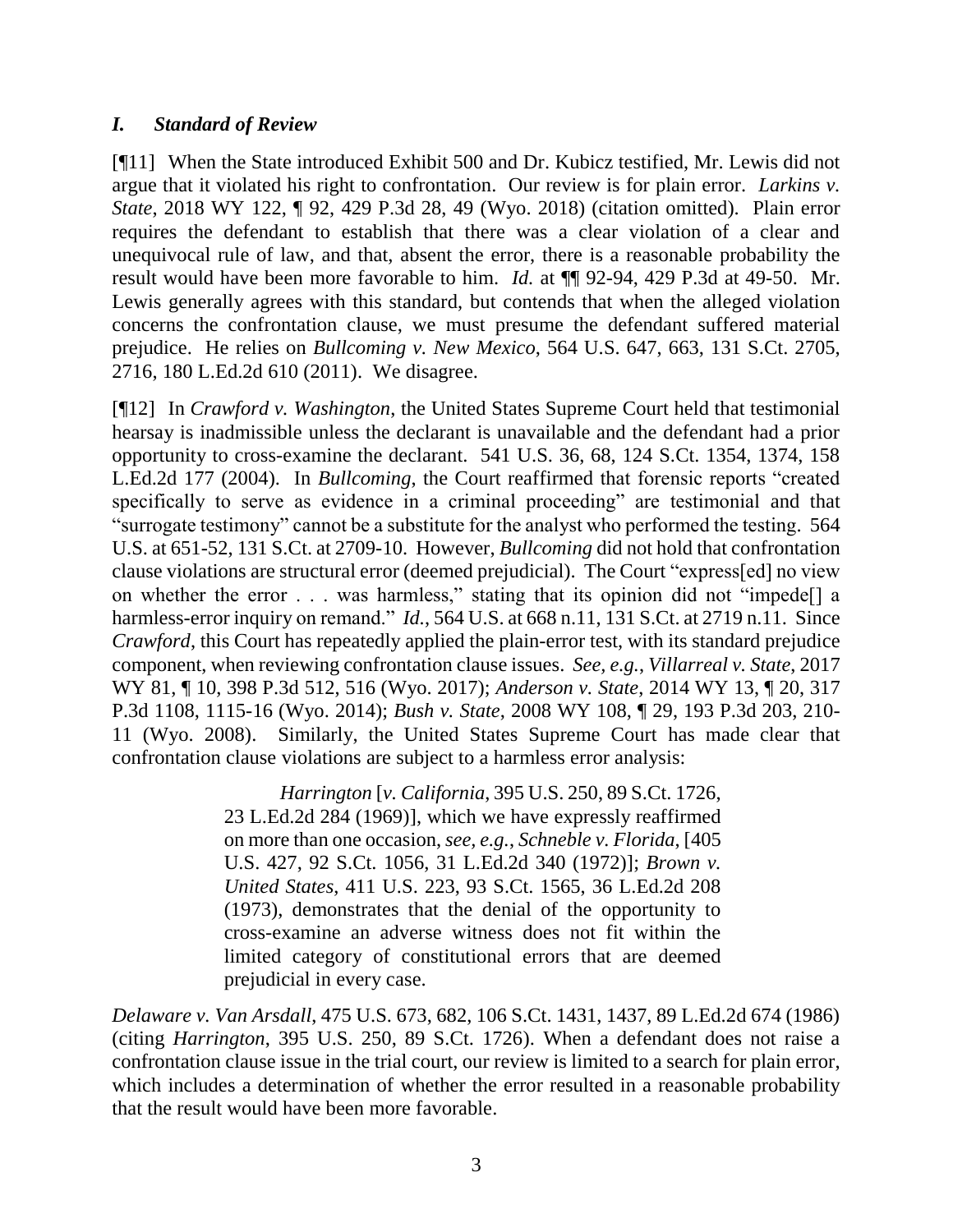## *I. Standard of Review*

[¶11] When the State introduced Exhibit 500 and Dr. Kubicz testified, Mr. Lewis did not argue that it violated his right to confrontation. Our review is for plain error. *Larkins v. State*, 2018 WY 122, ¶ 92, 429 P.3d 28, 49 (Wyo. 2018) (citation omitted). Plain error requires the defendant to establish that there was a clear violation of a clear and unequivocal rule of law, and that, absent the error, there is a reasonable probability the result would have been more favorable to him. *Id.* at ¶¶ 92-94, 429 P.3d at 49-50. Mr. Lewis generally agrees with this standard, but contends that when the alleged violation concerns the confrontation clause, we must presume the defendant suffered material prejudice. He relies on *Bullcoming v. New Mexico*, 564 U.S. 647, 663, 131 S.Ct. 2705, 2716, 180 L.Ed.2d 610 (2011). We disagree.

[¶12] In *Crawford v. Washington*, the United States Supreme Court held that testimonial hearsay is inadmissible unless the declarant is unavailable and the defendant had a prior opportunity to cross-examine the declarant. 541 U.S. 36, 68, 124 S.Ct. 1354, 1374, 158 L.Ed.2d 177 (2004). In *Bullcoming*, the Court reaffirmed that forensic reports "created specifically to serve as evidence in a criminal proceeding" are testimonial and that "surrogate testimony" cannot be a substitute for the analyst who performed the testing. 564 U.S. at 651-52, 131 S.Ct. at 2709-10. However, *Bullcoming* did not hold that confrontation clause violations are structural error (deemed prejudicial). The Court "express[ed] no view on whether the error . . . was harmless," stating that its opinion did not "impede[] a harmless-error inquiry on remand." *Id.*, 564 U.S. at 668 n.11, 131 S.Ct. at 2719 n.11. Since *Crawford*, this Court has repeatedly applied the plain-error test, with its standard prejudice component, when reviewing confrontation clause issues. *See, e.g.*, *Villarreal v. State*, 2017 WY 81, ¶ 10, 398 P.3d 512, 516 (Wyo. 2017); *Anderson v. State*, 2014 WY 13, ¶ 20, 317 P.3d 1108, 1115-16 (Wyo. 2014); *Bush v. State*, 2008 WY 108, ¶ 29, 193 P.3d 203, 210-11 (Wyo. 2008). Similarly, the United States Supreme Court has made clear that confrontation clause violations are subject to a harmless error analysis:

> *Harrington* [*v. California*, 395 U.S. 250, 89 S.Ct. 1726, 23 L.Ed.2d 284 (1969)], which we have expressly reaffirmed on more than one occasion, *see, e.g.*, *Schneble v. Florida*, [405 U.S. 427, 92 S.Ct. 1056, 31 L.Ed.2d 340 (1972)]; *Brown v. United States*, 411 U.S. 223, 93 S.Ct. 1565, 36 L.Ed.2d 208 (1973), demonstrates that the denial of the opportunity to cross-examine an adverse witness does not fit within the limited category of constitutional errors that are deemed prejudicial in every case.

*Delaware v. Van Arsdall*, 475 U.S. 673, 682, 106 S.Ct. 1431, 1437, 89 L.Ed.2d 674 (1986) (citing *Harrington*, 395 U.S. 250, 89 S.Ct. 1726). When a defendant does not raise a confrontation clause issue in the trial court, our review is limited to a search for plain error, which includes a determination of whether the error resulted in a reasonable probability that the result would have been more favorable.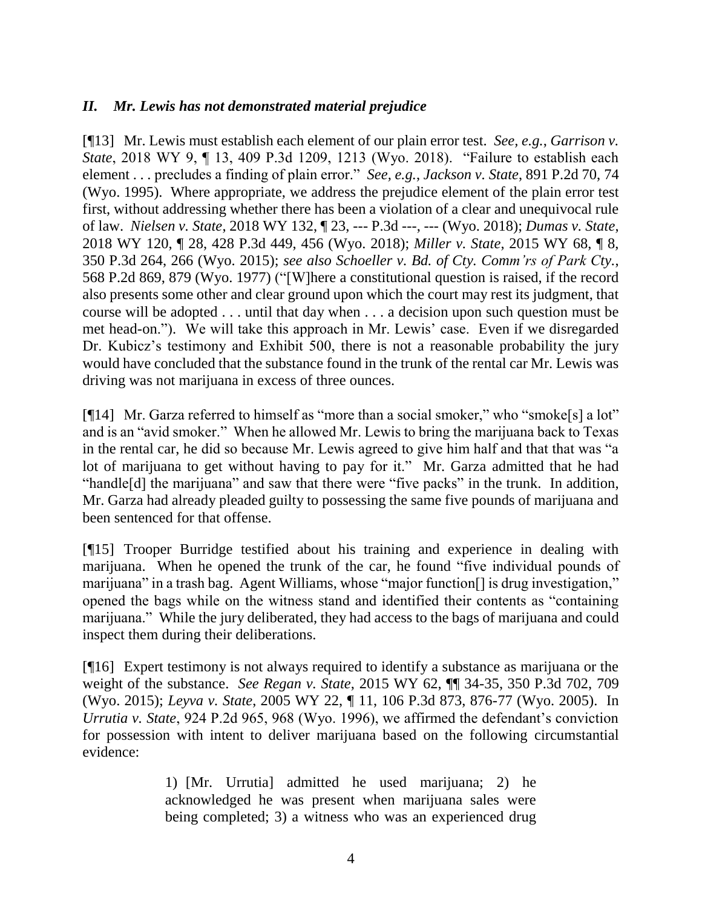### *II. Mr. Lewis has not demonstrated material prejudice*

[¶13] Mr. Lewis must establish each element of our plain error test. *See, e.g.*, *Garrison v. State*, 2018 WY 9, ¶ 13, 409 P.3d 1209, 1213 (Wyo. 2018). "Failure to establish each element . . . precludes a finding of plain error." *See, e.g.*, *Jackson v. State*, 891 P.2d 70, 74 (Wyo. 1995). Where appropriate, we address the prejudice element of the plain error test first, without addressing whether there has been a violation of a clear and unequivocal rule of law. *Nielsen v. State*, 2018 WY 132, ¶ 23, --- P.3d ---, --- (Wyo. 2018); *Dumas v. State*, 2018 WY 120, ¶ 28, 428 P.3d 449, 456 (Wyo. 2018); *Miller v. State*, 2015 WY 68, ¶ 8, 350 P.3d 264, 266 (Wyo. 2015); *see also Schoeller v. Bd. of Cty. Comm'rs of Park Cty.*, 568 P.2d 869, 879 (Wyo. 1977) ("[W]here a constitutional question is raised, if the record also presents some other and clear ground upon which the court may rest its judgment, that course will be adopted . . . until that day when . . . a decision upon such question must be met head-on."). We will take this approach in Mr. Lewis' case. Even if we disregarded Dr. Kubicz's testimony and Exhibit 500, there is not a reasonable probability the jury would have concluded that the substance found in the trunk of the rental car Mr. Lewis was driving was not marijuana in excess of three ounces.

[¶14] Mr. Garza referred to himself as "more than a social smoker," who "smoke[s] a lot" and is an "avid smoker." When he allowed Mr. Lewis to bring the marijuana back to Texas in the rental car, he did so because Mr. Lewis agreed to give him half and that that was "a lot of marijuana to get without having to pay for it." Mr. Garza admitted that he had "handle[d] the marijuana" and saw that there were "five packs" in the trunk. In addition, Mr. Garza had already pleaded guilty to possessing the same five pounds of marijuana and been sentenced for that offense.

[¶15] Trooper Burridge testified about his training and experience in dealing with marijuana. When he opened the trunk of the car, he found "five individual pounds of marijuana" in a trash bag. Agent Williams, whose "major function[] is drug investigation," opened the bags while on the witness stand and identified their contents as "containing marijuana." While the jury deliberated, they had access to the bags of marijuana and could inspect them during their deliberations.

[¶16] Expert testimony is not always required to identify a substance as marijuana or the weight of the substance. *See Regan v. State*, 2015 WY 62, ¶¶ 34-35, 350 P.3d 702, 709 (Wyo. 2015); *Leyva v. State*, 2005 WY 22, ¶ 11, 106 P.3d 873, 876-77 (Wyo. 2005). In *Urrutia v. State*, 924 P.2d 965, 968 (Wyo. 1996), we affirmed the defendant's conviction for possession with intent to deliver marijuana based on the following circumstantial evidence:

> 1) [Mr. Urrutia] admitted he used marijuana; 2) he acknowledged he was present when marijuana sales were being completed; 3) a witness who was an experienced drug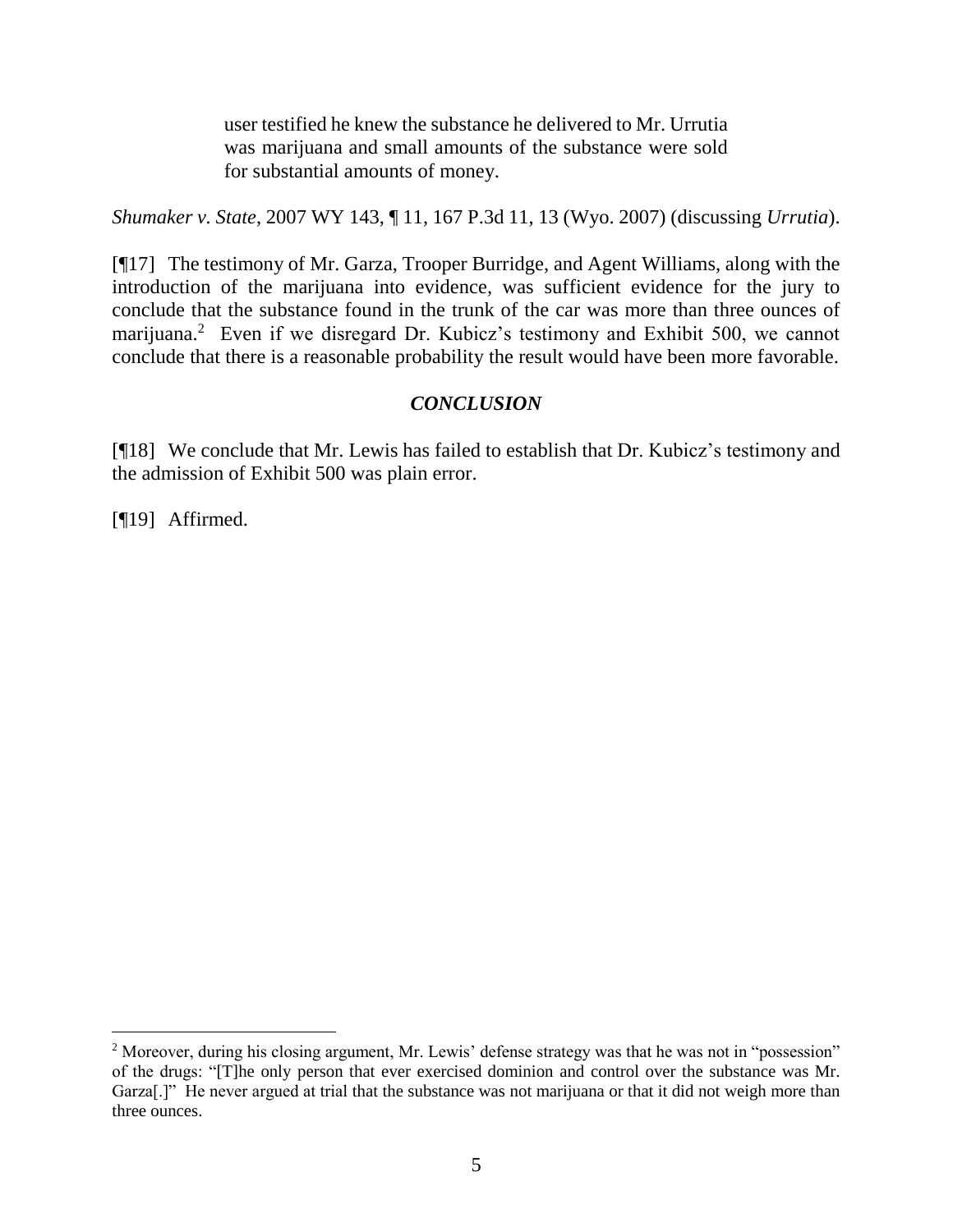> user testified he knew the substance he delivered to Mr. Urrutia was marijuana and small amounts of the substance were sold for substantial amounts of money.

*Shumaker v. State*, 2007 WY 143, ¶ 11, 167 P.3d 11, 13 (Wyo. 2007) (discussing *Urrutia*).

[¶17] The testimony of Mr. Garza, Trooper Burridge, and Agent Williams, along with the introduction of the marijuana into evidence, was sufficient evidence for the jury to conclude that the substance found in the trunk of the car was more than three ounces of marijuana.[2] Even if we disregard Dr. Kubicz's testimony and Exhibit 500, we cannot conclude that there is a reasonable probability the result would have been more favorable.

## *CONCLUSION*

[¶18] We conclude that Mr. Lewis has failed to establish that Dr. Kubicz's testimony and the admission of Exhibit 500 was plain error.

[¶19] Affirmed.

---

[2] Moreover, during his closing argument, Mr. Lewis' defense strategy was that he was not in "possession" of the drugs: "[T]he only person that ever exercised dominion and control over the substance was Mr. Garza[.]" He never argued at trial that the substance was not marijuana or that it did not weigh more than three ounces.